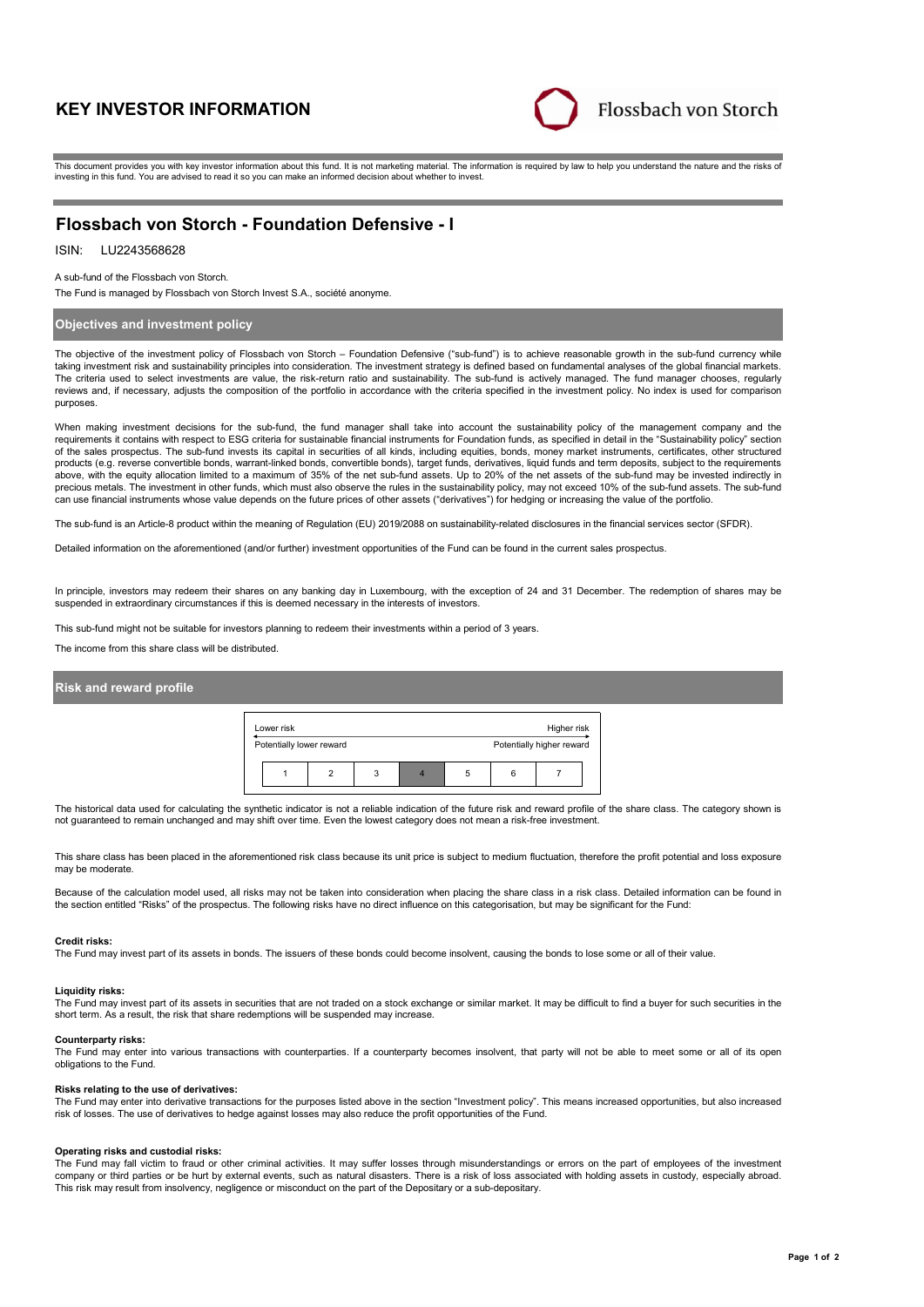# KEY INVESTOR INFORMATION

Flossbach von Storch

This document provides you with key investor information about this fund. It is not marketing material. The information is required by law to help you understand the nature and the risks of investing in this fund. You are advised to read it so you can make an informed decision about whether to invest.

## Flossbach von Storch - Foundation Defensive - I

ISIN: LU2243568628

A sub-fund of the Flossbach von Storch.

The Fund is managed by Flossbach von Storch Invest S.A., société anonyme.

### Objectives and investment policy

The objective of the investment policy of Flossbach von Storch – Foundation Defensive ("sub-fund") is to achieve reasonable growth in the sub-fund currency while taking investment risk and sustainability principles into consideration. The investment strategy is defined based on fundamental analyses of the global financial markets. The criteria used to select investments are value, the risk-return ratio and sustainability. The sub-fund is actively managed. The fund manager chooses, regularly reviews and, if necessary, adjusts the composition of the portfolio in accordance with the criteria specified in the investment policy. No index is used for comparison purposes.

When making investment decisions for the sub-fund, the fund manager shall take into account the sustainability policy of the management company and the requirements it contains with respect to ESG criteria for sustainable financial instruments for Foundation funds, as specified in detail in the "Sustainability policy" section of the sales prospectus. The sub-fund invests its capital in securities of all kinds, including equities, bonds, money market instruments, certificates, other structured products (e.g. reverse convertible bonds, warrant-linked bonds, convertible bonds), target funds, derivatives, liquid funds and term deposits, subject to the requirements above, with the equity allocation limited to a maximum of 35% of the net sub-fund assets. Up to 20% of the net assets of the sub-fund may be invested indirectly in precious metals. The investment in other funds, which must also observe the rules in the sustainability policy, may not exceed 10% of the sub-fund assets. The sub-fund can use financial instruments whose value depends on the future prices of other assets ("derivatives") for hedging or increasing the value of the portfolio.

The sub-fund is an Article-8 product within the meaning of Regulation (EU) 2019/2088 on sustainability-related disclosures in the financial services sector (SFDR).

Detailed information on the aforementioned (and/or further) investment opportunities of the Fund can be found in the current sales prospectus.

In principle, investors may redeem their shares on any banking day in Luxembourg, with the exception of 24 and 31 December. The redemption of shares may be suspended in extraordinary circumstances if this is deemed necessary in the interests of investors.

This sub-fund might not be suitable for investors planning to redeem their investments within a period of 3 years.

The income from this share class will be distributed.

### Risk and reward profile

Lower risk — Higher risk

Potentially lower reward — Potentially higher reward

| 1 | 2 | 3 | **4** | 5 | 6 | 7 |
|---|---|---|---|---|---|---|

The historical data used for calculating the synthetic indicator is not a reliable indication of the future risk and reward profile of the share class. The category shown is not guaranteed to remain unchanged and may shift over time. Even the lowest category does not mean a risk-free investment.

This share class has been placed in the aforementioned risk class because its unit price is subject to medium fluctuation, therefore the profit potential and loss exposure may be moderate.

Because of the calculation model used, all risks may not be taken into consideration when placing the share class in a risk class. Detailed information can be found in the section entitled "Risks" of the prospectus. The following risks have no direct influence on this categorisation, but may be significant for the Fund:

**Credit risks:**
The Fund may invest part of its assets in bonds. The issuers of these bonds could become insolvent, causing the bonds to lose some or all of their value.

**Liquidity risks:**
The Fund may invest part of its assets in securities that are not traded on a stock exchange or similar market. It may be difficult to find a buyer for such securities in the short term. As a result, the risk that share redemptions will be suspended may increase.

**Counterparty risks:**
The Fund may enter into various transactions with counterparties. If a counterparty becomes insolvent, that party will not be able to meet some or all of its open obligations to the Fund.

**Risks relating to the use of derivatives:**
The Fund may enter into derivative transactions for the purposes listed above in the section "Investment policy". This means increased opportunities, but also increased risk of losses. The use of derivatives to hedge against losses may also reduce the profit opportunities of the Fund.

**Operating risks and custodial risks:**
The Fund may fall victim to fraud or other criminal activities. It may suffer losses through misunderstandings or errors on the part of employees of the investment company or third parties or be hurt by external events, such as natural disasters. There is a risk of loss associated with holding assets in custody, especially abroad. This risk may result from insolvency, negligence or misconduct on the part of the Depositary or a sub-depositary.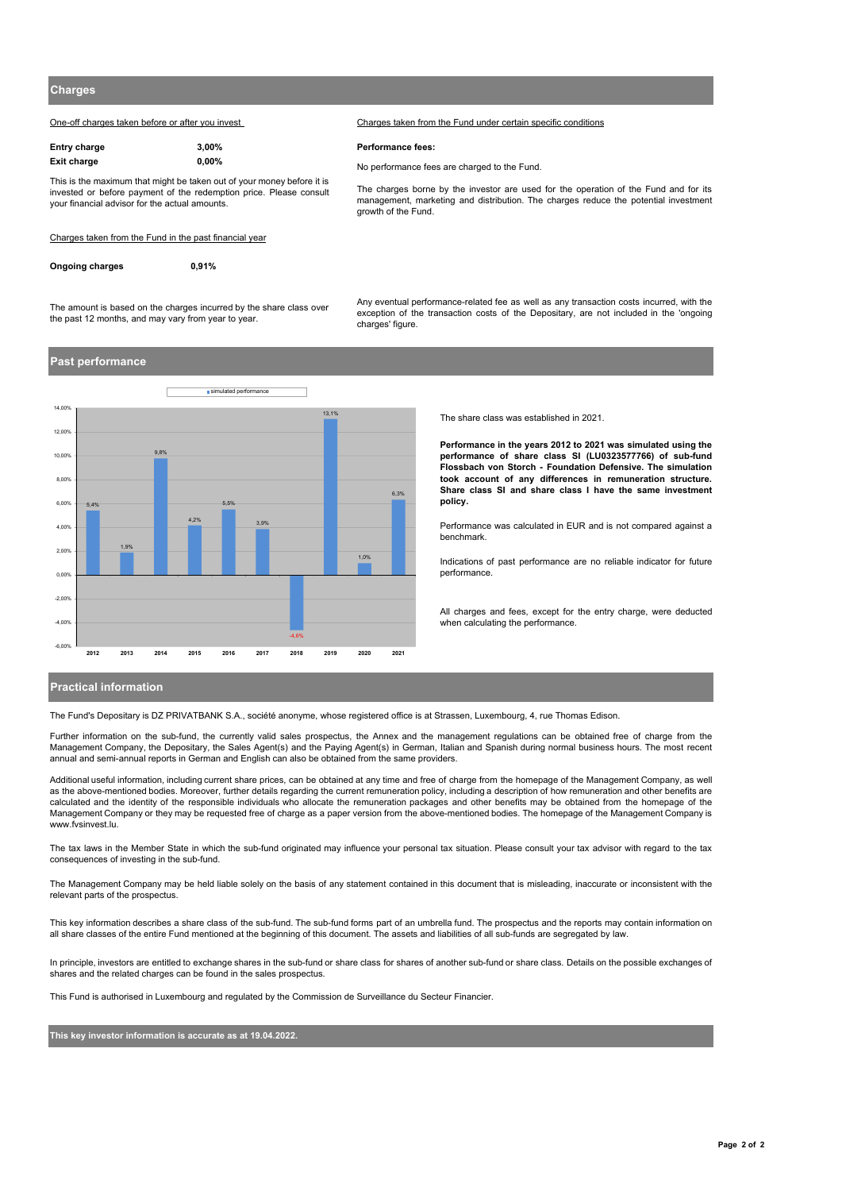## Charges

One-off charges taken before or after you invest

| | |
|---|---|
| **Entry charge** | **3,00%** |
| **Exit charge** | **0,00%** |

This is the maximum that might be taken out of your money before it is invested or before payment of the redemption price. Please consult your financial advisor for the actual amounts.

Charges taken from the Fund in the past financial year

| | |
|---|---|
| **Ongoing charges** | **0,91%** |

The amount is based on the charges incurred by the share class over the past 12 months, and may vary from year to year.

Charges taken from the Fund under certain specific conditions

**Performance fees:**

No performance fees are charged to the Fund.

The charges borne by the investor are used for the operation of the Fund and for its management, marketing and distribution. The charges reduce the potential investment growth of the Fund.

Any eventual performance-related fee as well as any transaction costs incurred, with the exception of the transaction costs of the Depositary, are not included in the 'ongoing charges' figure.

## Past performance

simulated performance

14,00%
12,00%
10,00%
8,00%
6,00%
4,00%
2,00%
0,00%
-2,00%
-4,00%
-6,00%

5,4% 1,9% 9,8% 4,2% 5,5% 3,9% -4,6% 13,1% 1,0% 6,3%

2012 2013 2014 2015 2016 2017 2018 2019 2020 2021

The share class was established in 2021.

**Performance in the years 2012 to 2021 was simulated using the performance of share class SI (LU0323577766) of sub-fund Flossbach von Storch - Foundation Defensive. The simulation took account of any differences in remuneration structure. Share class SI and share class I have the same investment policy.**

Performance was calculated in EUR and is not compared against a benchmark.

Indications of past performance are no reliable indicator for future performance.

All charges and fees, except for the entry charge, were deducted when calculating the performance.

## Practical information

The Fund's Depositary is DZ PRIVATBANK S.A., société anonyme, whose registered office is at Strassen, Luxembourg, 4, rue Thomas Edison.

Further information on the sub-fund, the currently valid sales prospectus, the Annex and the management regulations can be obtained free of charge from the Management Company, the Depositary, the Sales Agent(s) and the Paying Agent(s) in German, Italian and Spanish during normal business hours. The most recent annual and semi-annual reports in German and English can also be obtained from the same providers.

Additional useful information, including current share prices, can be obtained at any time and free of charge from the homepage of the Management Company, as well as the above-mentioned bodies. Moreover, further details regarding the current remuneration policy, including a description of how remuneration and other benefits are calculated and the identity of the responsible individuals who allocate the remuneration packages and other benefits may be obtained from the homepage of the Management Company or they may be requested free of charge as a paper version from the above-mentioned bodies. The homepage of the Management Company is www.fvsinvest.lu.

The tax laws in the Member State in which the sub-fund originated may influence your personal tax situation. Please consult your tax advisor with regard to the tax consequences of investing in the sub-fund.

The Management Company may be held liable solely on the basis of any statement contained in this document that is misleading, inaccurate or inconsistent with the relevant parts of the prospectus.

This key information describes a share class of the sub-fund. The sub-fund forms part of an umbrella fund. The prospectus and the reports may contain information on all share classes of the entire Fund mentioned at the beginning of this document. The assets and liabilities of all sub-funds are segregated by law.

In principle, investors are entitled to exchange shares in the sub-fund or share class for shares of another sub-fund or share class. Details on the possible exchanges of shares and the related charges can be found in the sales prospectus.

This Fund is authorised in Luxembourg and regulated by the Commission de Surveillance du Secteur Financier.

**This key investor information is accurate as at 19.04.2022.**